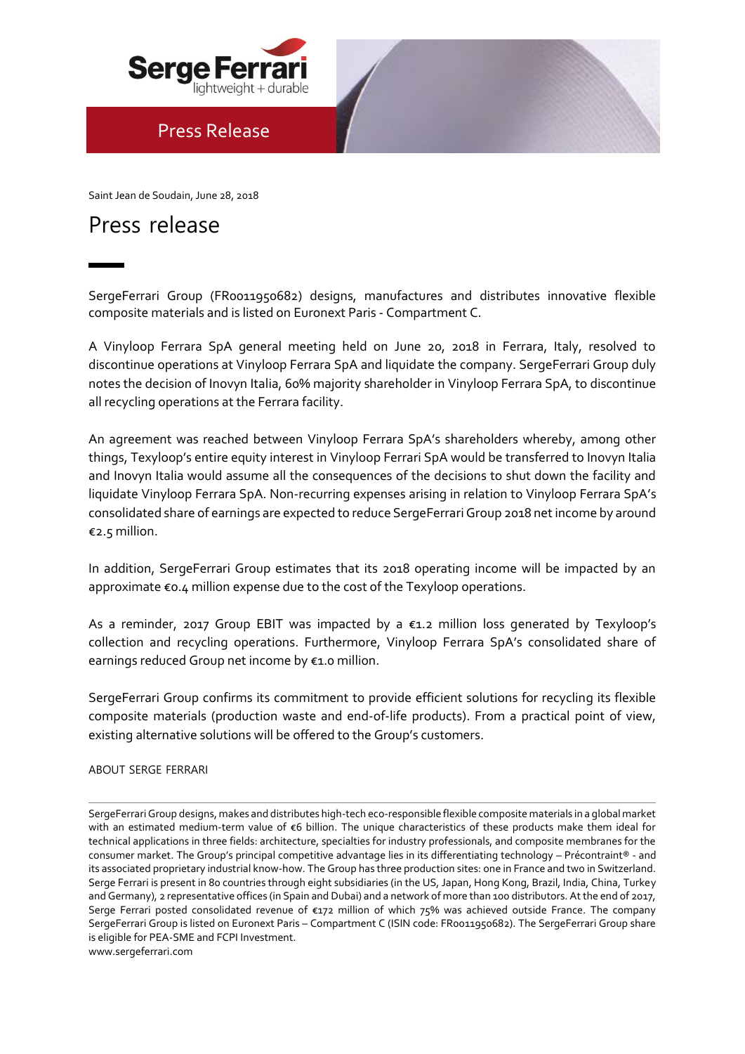Saint Jean de Soudain, June 28, 2018

# Press release

SergeFerrari Group (FR0011950682) designs, manufactures and distributes innovative flexible composite materials and is listed on Euronext Paris - Compartment C.

A Vinyloop Ferrara SpA general meeting held on June 20, 2018 in Ferrara, Italy, resolved to discontinue operations at Vinyloop Ferrara SpA and liquidate the company. SergeFerrari Group duly notes the decision of Inovyn Italia, 60% majority shareholder in Vinyloop Ferrara SpA, to discontinue all recycling operations at the Ferrara facility.

An agreement was reached between Vinyloop Ferrara SpA's shareholders whereby, among other things, Texyloop's entire equity interest in Vinyloop Ferrari SpA would be transferred to Inovyn Italia and Inovyn Italia would assume all the consequences of the decisions to shut down the facility and liquidate Vinyloop Ferrara SpA. Non-recurring expenses arising in relation to Vinyloop Ferrara SpA's consolidated share of earnings are expected to reduce SergeFerrari Group 2018 net income by around €2.5 million.

In addition, SergeFerrari Group estimates that its 2018 operating income will be impacted by an approximate €0.4 million expense due to the cost of the Texyloop operations.

As a reminder, 2017 Group EBIT was impacted by a €1.2 million loss generated by Texyloop's collection and recycling operations. Furthermore, Vinyloop Ferrara SpA's consolidated share of earnings reduced Group net income by €1.0 million.

SergeFerrari Group confirms its commitment to provide efficient solutions for recycling its flexible composite materials (production waste and end-of-life products). From a practical point of view, existing alternative solutions will be offered to the Group's customers.

ABOUT SERGE FERRARI

SergeFerrari Group designs, makes and distributes high-tech eco-responsible flexible composite materials in a global market with an estimated medium-term value of €6 billion. The unique characteristics of these products make them ideal for technical applications in three fields: architecture, specialties for industry professionals, and composite membranes for the consumer market. The Group's principal competitive advantage lies in its differentiating technology – Précontraint® - and its associated proprietary industrial know-how. The Group has three production sites: one in France and two in Switzerland. Serge Ferrari is present in 80 countries through eight subsidiaries (in the US, Japan, Hong Kong, Brazil, India, China, Turkey and Germany), 2 representative offices (in Spain and Dubai) and a network of more than 100 distributors. At the end of 2017, Serge Ferrari posted consolidated revenue of €172 million of which 75% was achieved outside France. The company SergeFerrari Group is listed on Euronext Paris – Compartment C (ISIN code: FR0011950682). The SergeFerrari Group share is eligible for PEA-SME and FCPI Investment.
www.sergeferrari.com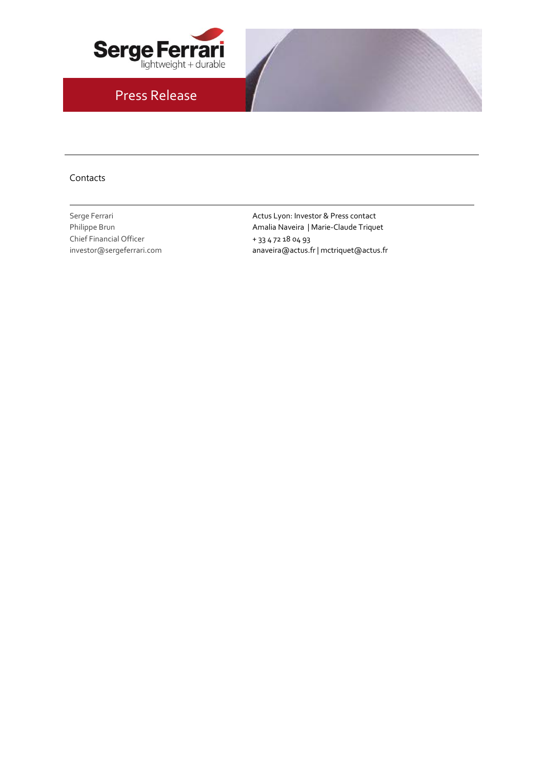Press Release

## Contacts

| | |
|---|---|
| Serge Ferrari | Actus Lyon: Investor & Press contact |
| Philippe Brun | Amalia Naveira \| Marie-Claude Triquet |
| Chief Financial Officer | + 33 4 72 18 04 93 |
| investor@sergeferrari.com | anaveira@actus.fr \| mctriquet@actus.fr |